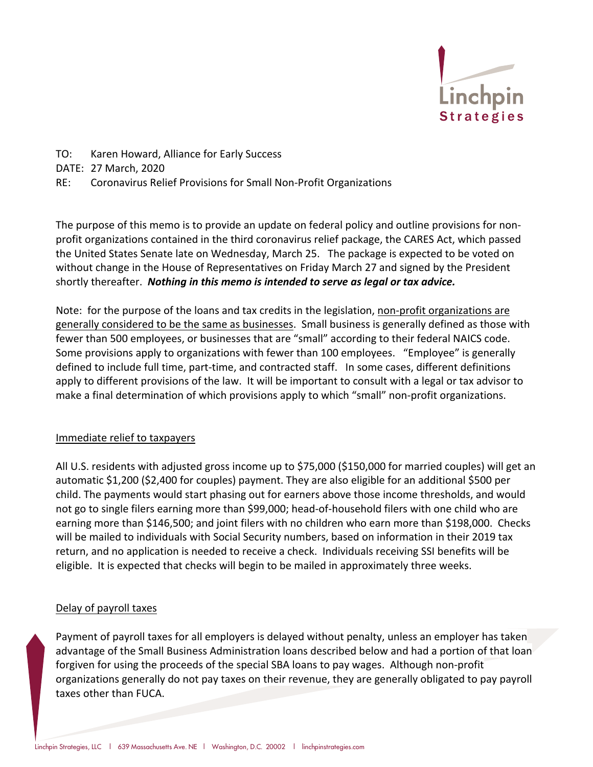TO: Karen Howard, Alliance for Early Success

DATE: 27 March, 2020

RE: Coronavirus Relief Provisions for Small Non-Profit Organizations

The purpose of this memo is to provide an update on federal policy and outline provisions for non-profit organizations contained in the third coronavirus relief package, the CARES Act, which passed the United States Senate late on Wednesday, March 25. The package is expected to be voted on without change in the House of Representatives on Friday March 27 and signed by the President shortly thereafter. ***Nothing in this memo is intended to serve as legal or tax advice.***

Note: for the purpose of the loans and tax credits in the legislation, <u>non-profit organizations are generally considered to be the same as businesses</u>. Small business is generally defined as those with fewer than 500 employees, or businesses that are "small" according to their federal NAICS code. Some provisions apply to organizations with fewer than 100 employees. "Employee" is generally defined to include full time, part-time, and contracted staff. In some cases, different definitions apply to different provisions of the law. It will be important to consult with a legal or tax advisor to make a final determination of which provisions apply to which "small" non-profit organizations.

<u>Immediate relief to taxpayers</u>

All U.S. residents with adjusted gross income up to $75,000 ($150,000 for married couples) will get an automatic $1,200 ($2,400 for couples) payment. They are also eligible for an additional $500 per child. The payments would start phasing out for earners above those income thresholds, and would not go to single filers earning more than $99,000; head-of-household filers with one child who are earning more than $146,500; and joint filers with no children who earn more than $198,000. Checks will be mailed to individuals with Social Security numbers, based on information in their 2019 tax return, and no application is needed to receive a check. Individuals receiving SSI benefits will be eligible. It is expected that checks will begin to be mailed in approximately three weeks.

<u>Delay of payroll taxes</u>

Payment of payroll taxes for all employers is delayed without penalty, unless an employer has taken advantage of the Small Business Administration loans described below and had a portion of that loan forgiven for using the proceeds of the special SBA loans to pay wages. Although non-profit organizations generally do not pay taxes on their revenue, they are generally obligated to pay payroll taxes other than FUCA.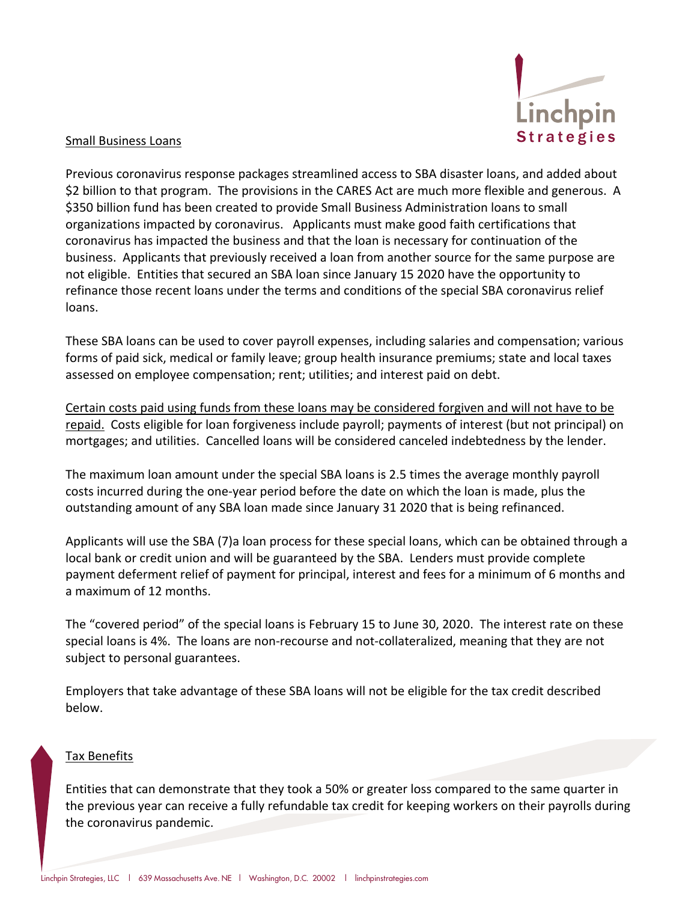Small Business Loans

Previous coronavirus response packages streamlined access to SBA disaster loans, and added about $2 billion to that program. The provisions in the CARES Act are much more flexible and generous. A $350 billion fund has been created to provide Small Business Administration loans to small organizations impacted by coronavirus. Applicants must make good faith certifications that coronavirus has impacted the business and that the loan is necessary for continuation of the business. Applicants that previously received a loan from another source for the same purpose are not eligible. Entities that secured an SBA loan since January 15 2020 have the opportunity to refinance those recent loans under the terms and conditions of the special SBA coronavirus relief loans.

These SBA loans can be used to cover payroll expenses, including salaries and compensation; various forms of paid sick, medical or family leave; group health insurance premiums; state and local taxes assessed on employee compensation; rent; utilities; and interest paid on debt.

Certain costs paid using funds from these loans may be considered forgiven and will not have to be repaid. Costs eligible for loan forgiveness include payroll; payments of interest (but not principal) on mortgages; and utilities. Cancelled loans will be considered canceled indebtedness by the lender.

The maximum loan amount under the special SBA loans is 2.5 times the average monthly payroll costs incurred during the one-year period before the date on which the loan is made, plus the outstanding amount of any SBA loan made since January 31 2020 that is being refinanced.

Applicants will use the SBA (7)a loan process for these special loans, which can be obtained through a local bank or credit union and will be guaranteed by the SBA. Lenders must provide complete payment deferment relief of payment for principal, interest and fees for a minimum of 6 months and a maximum of 12 months.

The "covered period" of the special loans is February 15 to June 30, 2020. The interest rate on these special loans is 4%. The loans are non-recourse and not-collateralized, meaning that they are not subject to personal guarantees.

Employers that take advantage of these SBA loans will not be eligible for the tax credit described below.

Tax Benefits

Entities that can demonstrate that they took a 50% or greater loss compared to the same quarter in the previous year can receive a fully refundable tax credit for keeping workers on their payrolls during the coronavirus pandemic.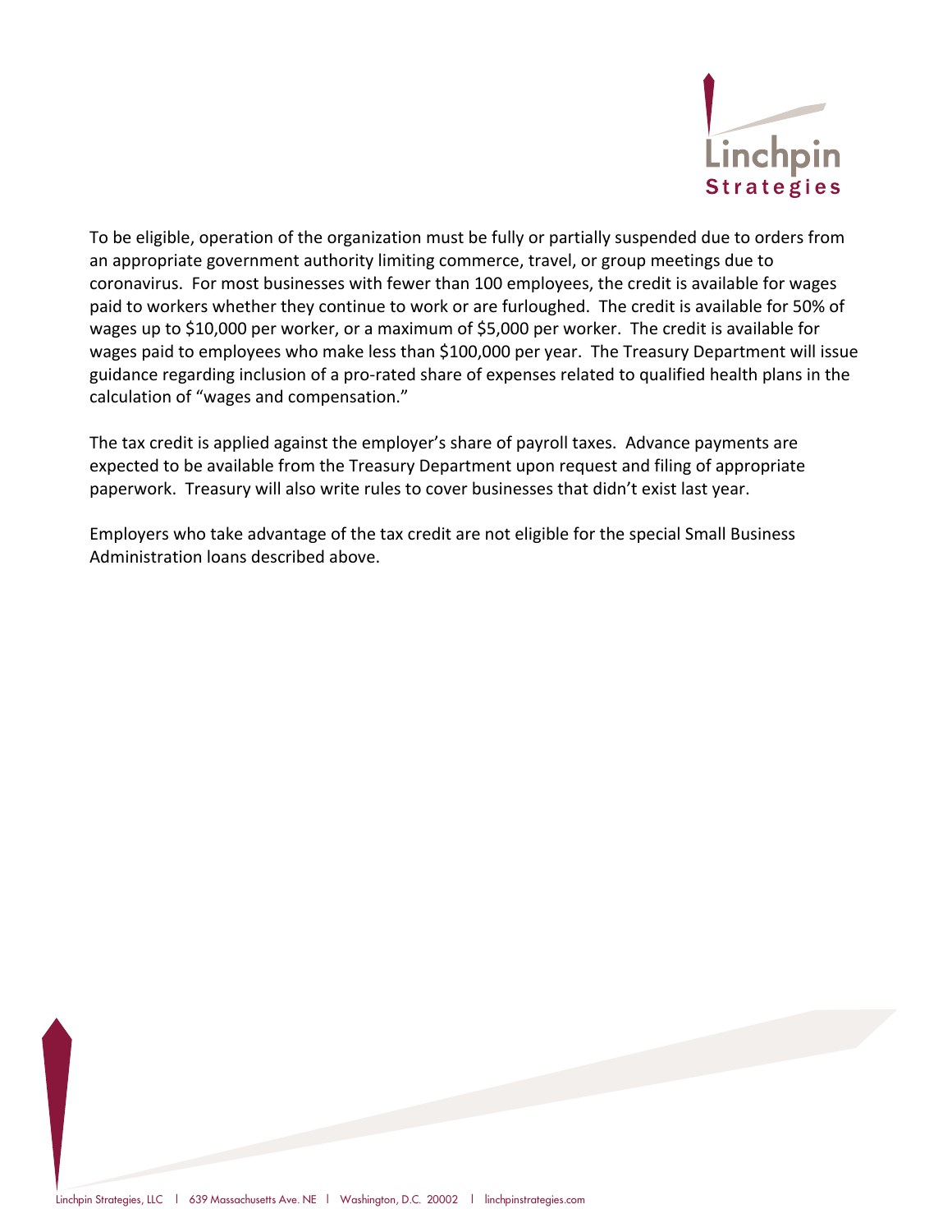To be eligible, operation of the organization must be fully or partially suspended due to orders from an appropriate government authority limiting commerce, travel, or group meetings due to coronavirus. For most businesses with fewer than 100 employees, the credit is available for wages paid to workers whether they continue to work or are furloughed. The credit is available for 50% of wages up to $10,000 per worker, or a maximum of $5,000 per worker. The credit is available for wages paid to employees who make less than $100,000 per year. The Treasury Department will issue guidance regarding inclusion of a pro-rated share of expenses related to qualified health plans in the calculation of "wages and compensation."

The tax credit is applied against the employer's share of payroll taxes. Advance payments are expected to be available from the Treasury Department upon request and filing of appropriate paperwork. Treasury will also write rules to cover businesses that didn't exist last year.

Employers who take advantage of the tax credit are not eligible for the special Small Business Administration loans described above.